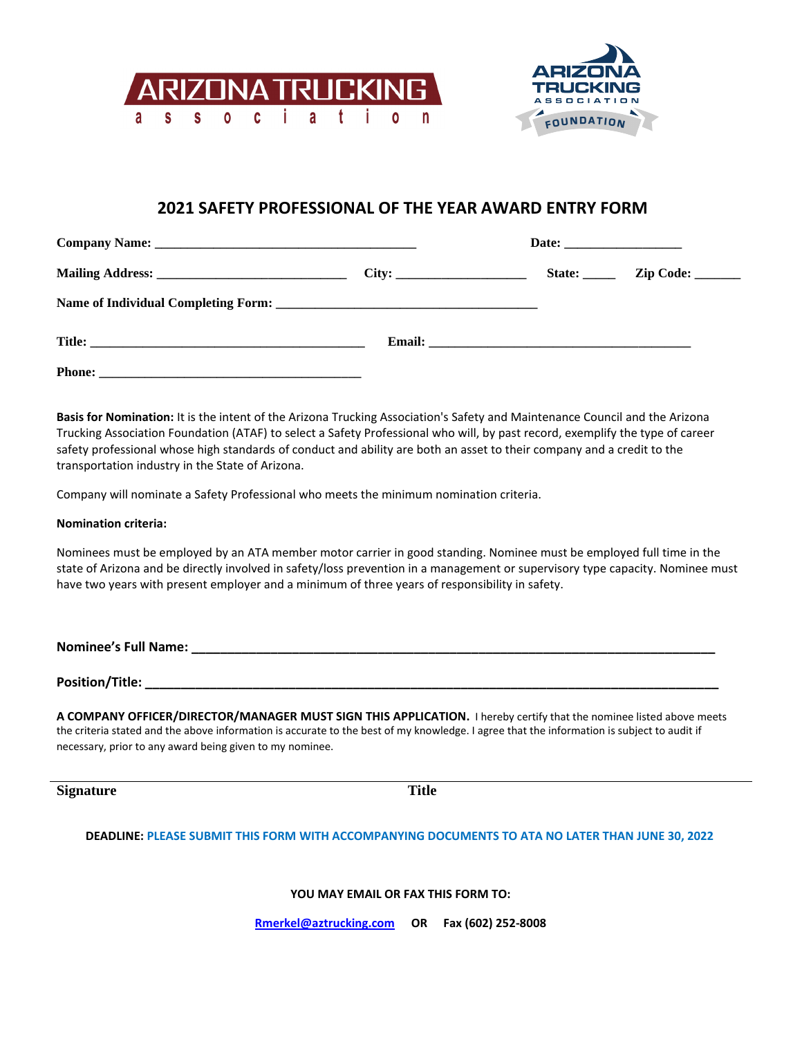# 2021 SAFETY PROFESSIONAL OF THE YEAR AWARD ENTRY FORM

**Company Name:** _______________________________________ **Date:** _________________

**Mailing Address:** ____________________________ **City:** ___________________ **State:** _____ **Zip Code:** _______

**Name of Individual Completing Form:** _______________________________________

**Title:** _________________________________________ **Email:** _______________________________________

**Phone:** _________________________________________

**Basis for Nomination:** It is the intent of the Arizona Trucking Association's Safety and Maintenance Council and the Arizona Trucking Association Foundation (ATAF) to select a Safety Professional who will, by past record, exemplify the type of career safety professional whose high standards of conduct and ability are both an asset to their company and a credit to the transportation industry in the State of Arizona.

Company will nominate a Safety Professional who meets the minimum nomination criteria.

**Nomination criteria:**

Nominees must be employed by an ATA member motor carrier in good standing. Nominee must be employed full time in the state of Arizona and be directly involved in safety/loss prevention in a management or supervisory type capacity. Nominee must have two years with present employer and a minimum of three years of responsibility in safety.

**Nominee's Full Name:** ___________________________________________________________________________

**Position/Title:** _________________________________________________________________________________

**A COMPANY OFFICER/DIRECTOR/MANAGER MUST SIGN THIS APPLICATION.** I hereby certify that the nominee listed above meets the criteria stated and the above information is accurate to the best of my knowledge. I agree that the information is subject to audit if necessary, prior to any award being given to my nominee.

______________________________________________________________________________________________

**Signature** **Title**

**DEADLINE: PLEASE SUBMIT THIS FORM WITH ACCOMPANYING DOCUMENTS TO ATA NO LATER THAN JUNE 30, 2022**

**YOU MAY EMAIL OR FAX THIS FORM TO:**

**Rmerkel@aztrucking.com OR Fax (602) 252-8008**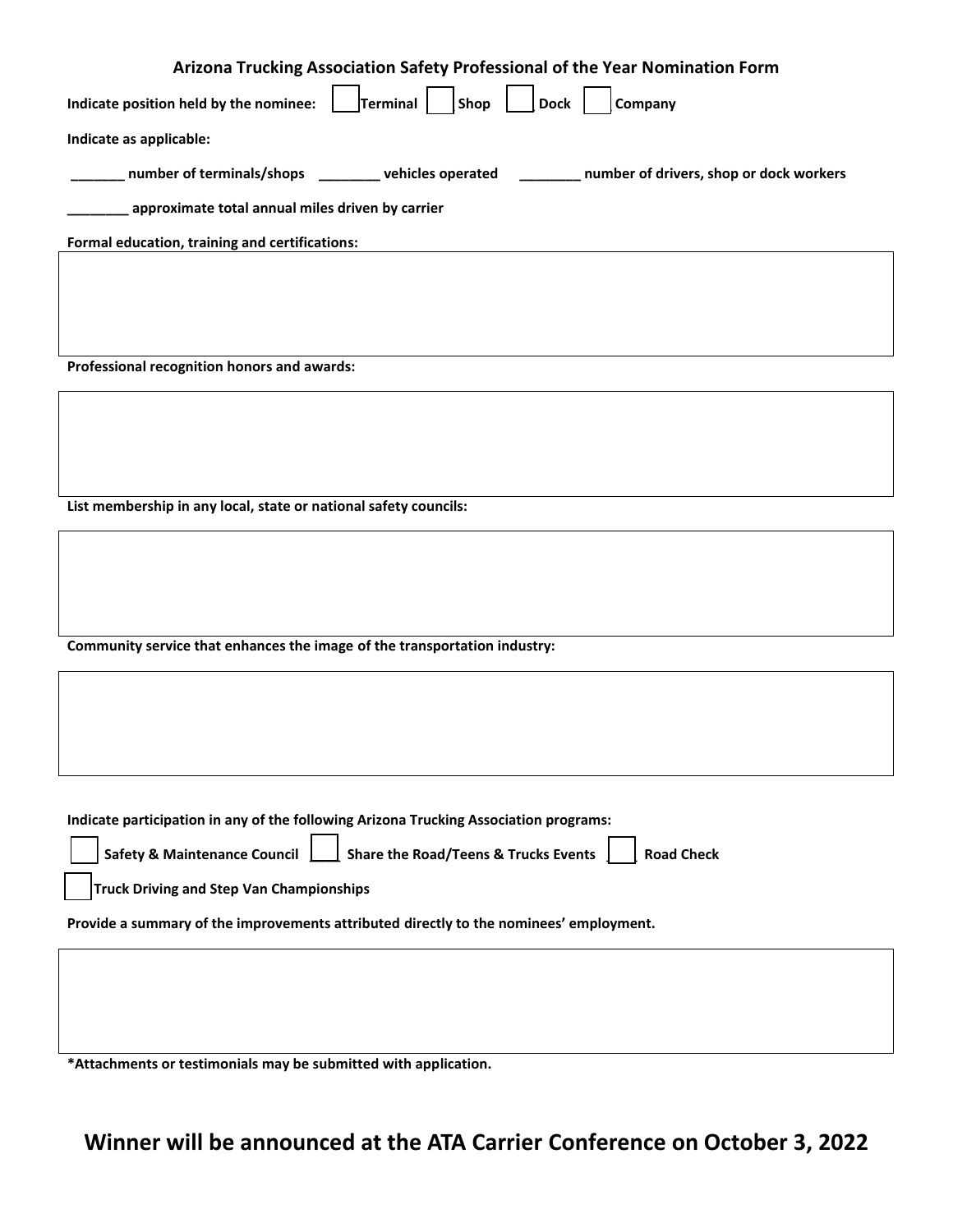## Arizona Trucking Association Safety Professional of the Year Nomination Form

**Indicate position held by the nominee:** ☐ **Terminal** ☐ **Shop** ☐ **Dock** ☐ **Company**

**Indicate as applicable:**

**_______ number of terminals/shops ________ vehicles operated ________ number of drivers, shop or dock workers**

**________ approximate total annual miles driven by carrier**

**Formal education, training and certifications:**

**Professional recognition honors and awards:**

**List membership in any local, state or national safety councils:**

**Community service that enhances the image of the transportation industry:**

**Indicate participation in any of the following Arizona Trucking Association programs:**

☐ **Safety & Maintenance Council** ☐ **Share the Road/Teens & Trucks Events** ☐ **Road Check**

☐ **Truck Driving and Step Van Championships**

**Provide a summary of the improvements attributed directly to the nominees' employment.**

**\*Attachments or testimonials may be submitted with application.**

## Winner will be announced at the ATA Carrier Conference on October 3, 2022